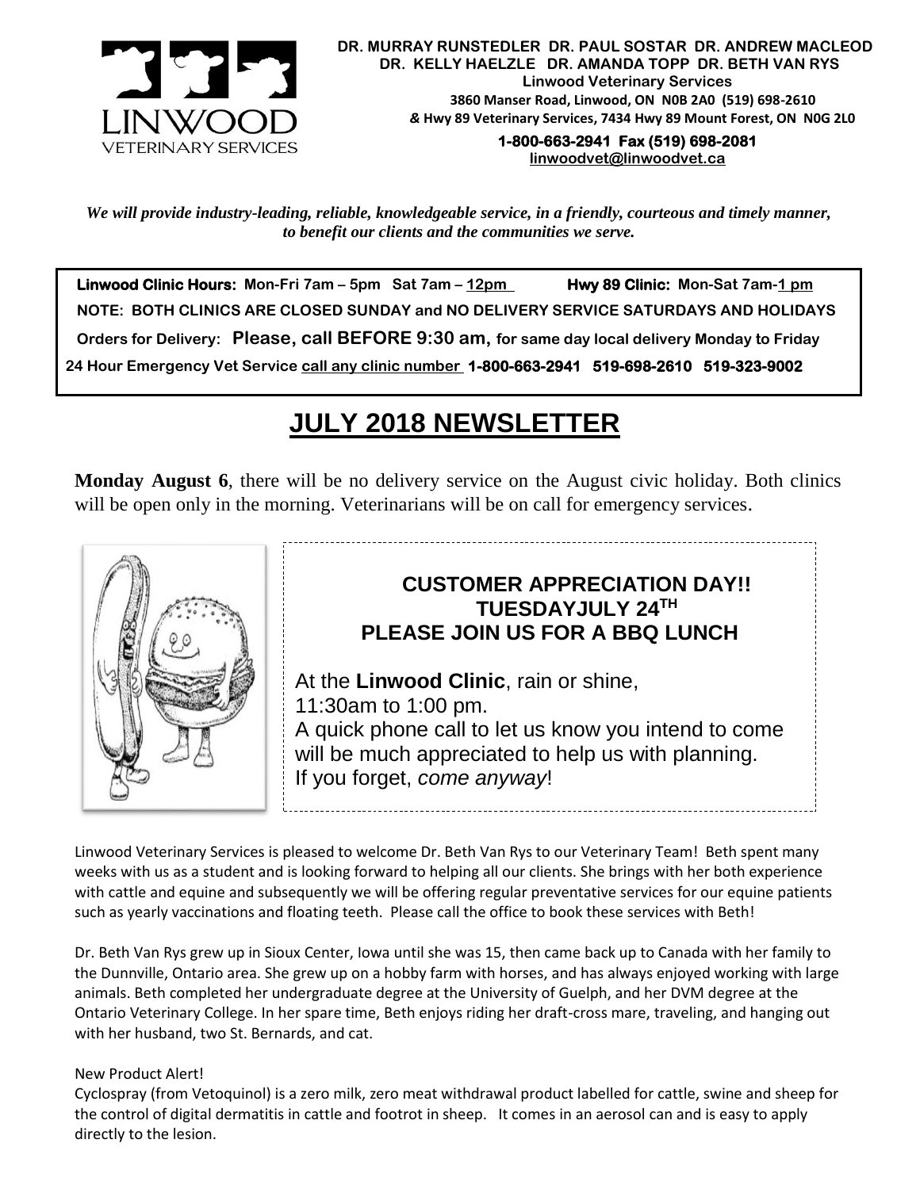**DR. MURRAY RUNSTEDLER DR. PAUL SOSTAR DR. ANDREW MACLEOD**
**DR. KELLY HAELZLE DR. AMANDA TOPP DR. BETH VAN RYS**
**Linwood Veterinary Services**
**3860 Manser Road, Linwood, ON N0B 2A0 (519) 698-2610**
***&* Hwy 89 Veterinary Services, 7434 Hwy 89 Mount Forest, ON N0G 2L0**
**1-800-663-2941 Fax (519) 698-2081**
**linwoodvet@linwoodvet.ca**

*We will provide industry-leading, reliable, knowledgeable service, in a friendly, courteous and timely manner, to benefit our clients and the communities we serve.*

**Linwood Clinic Hours: Mon-Fri 7am – 5pm Sat 7am – 12pm** **Hwy 89 Clinic: Mon-Sat 7am-1 pm**
**NOTE: BOTH CLINICS ARE CLOSED SUNDAY and NO DELIVERY SERVICE SATURDAYS AND HOLIDAYS**
**Orders for Delivery: Please, call BEFORE 9:30 am, for same day local delivery Monday to Friday**
**24 Hour Emergency Vet Service call any clinic number 1-800-663-2941 519-698-2610 519-323-9002**

# JULY 2018 NEWSLETTER

**Monday August 6**, there will be no delivery service on the August civic holiday. Both clinics will be open only in the morning. Veterinarians will be on call for emergency services.

**CUSTOMER APPRECIATION DAY!!**
**TUESDAYJULY 24TH**
**PLEASE JOIN US FOR A BBQ LUNCH**

At the **Linwood Clinic**, rain or shine,
11:30am to 1:00 pm.
A quick phone call to let us know you intend to come will be much appreciated to help us with planning.
If you forget, *come anyway*!

Linwood Veterinary Services is pleased to welcome Dr. Beth Van Rys to our Veterinary Team! Beth spent many weeks with us as a student and is looking forward to helping all our clients. She brings with her both experience with cattle and equine and subsequently we will be offering regular preventative services for our equine patients such as yearly vaccinations and floating teeth. Please call the office to book these services with Beth!

Dr. Beth Van Rys grew up in Sioux Center, Iowa until she was 15, then came back up to Canada with her family to the Dunnville, Ontario area. She grew up on a hobby farm with horses, and has always enjoyed working with large animals. Beth completed her undergraduate degree at the University of Guelph, and her DVM degree at the Ontario Veterinary College. In her spare time, Beth enjoys riding her draft-cross mare, traveling, and hanging out with her husband, two St. Bernards, and cat.

New Product Alert!
Cyclospray (from Vetoquinol) is a zero milk, zero meat withdrawal product labelled for cattle, swine and sheep for the control of digital dermatitis in cattle and footrot in sheep. It comes in an aerosol can and is easy to apply directly to the lesion.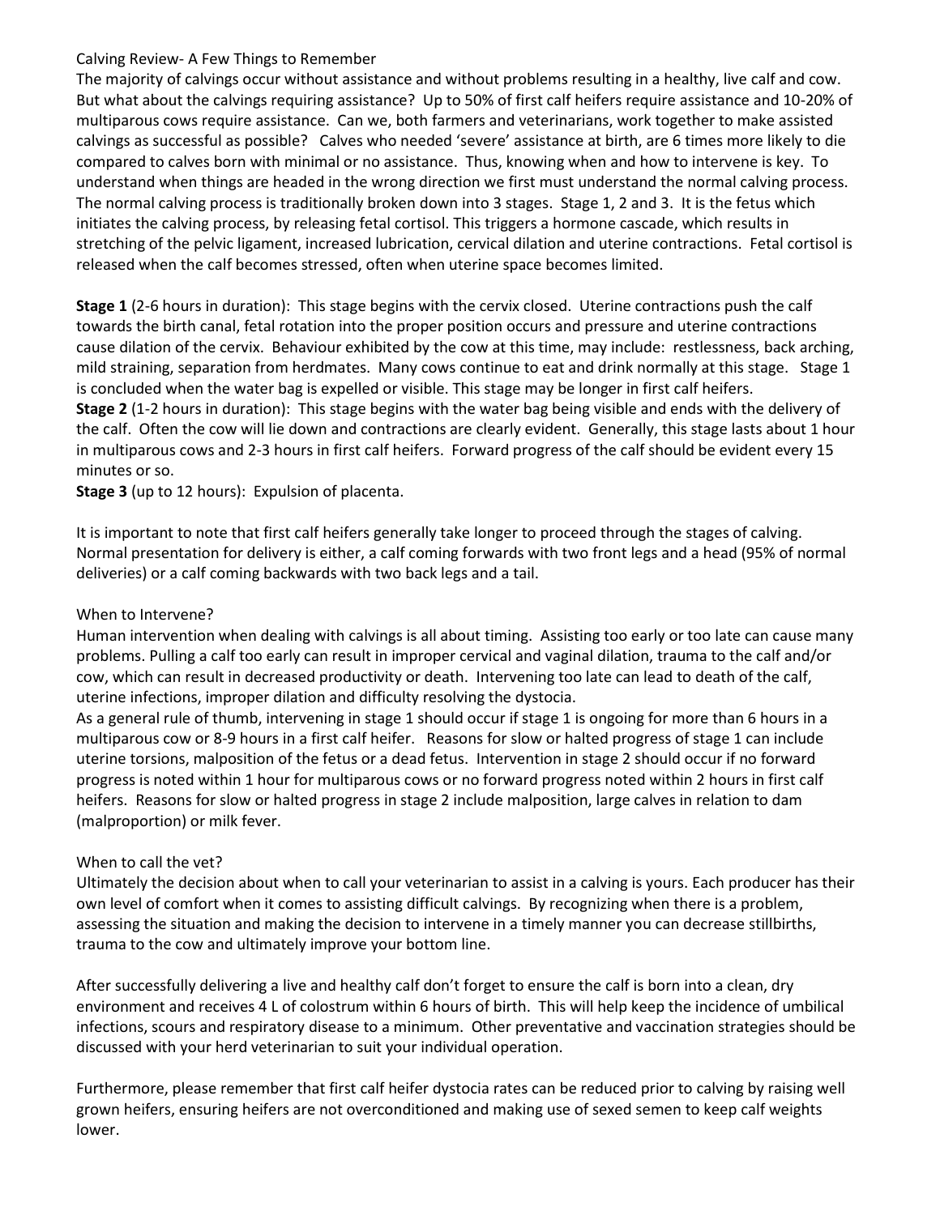## Calving Review- A Few Things to Remember

The majority of calvings occur without assistance and without problems resulting in a healthy, live calf and cow. But what about the calvings requiring assistance? Up to 50% of first calf heifers require assistance and 10-20% of multiparous cows require assistance. Can we, both farmers and veterinarians, work together to make assisted calvings as successful as possible? Calves who needed 'severe' assistance at birth, are 6 times more likely to die compared to calves born with minimal or no assistance. Thus, knowing when and how to intervene is key. To understand when things are headed in the wrong direction we first must understand the normal calving process. The normal calving process is traditionally broken down into 3 stages. Stage 1, 2 and 3. It is the fetus which initiates the calving process, by releasing fetal cortisol. This triggers a hormone cascade, which results in stretching of the pelvic ligament, increased lubrication, cervical dilation and uterine contractions. Fetal cortisol is released when the calf becomes stressed, often when uterine space becomes limited.

**Stage 1** (2-6 hours in duration): This stage begins with the cervix closed. Uterine contractions push the calf towards the birth canal, fetal rotation into the proper position occurs and pressure and uterine contractions cause dilation of the cervix. Behaviour exhibited by the cow at this time, may include: restlessness, back arching, mild straining, separation from herdmates. Many cows continue to eat and drink normally at this stage. Stage 1 is concluded when the water bag is expelled or visible. This stage may be longer in first calf heifers.

**Stage 2** (1-2 hours in duration): This stage begins with the water bag being visible and ends with the delivery of the calf. Often the cow will lie down and contractions are clearly evident. Generally, this stage lasts about 1 hour in multiparous cows and 2-3 hours in first calf heifers. Forward progress of the calf should be evident every 15 minutes or so.

**Stage 3** (up to 12 hours): Expulsion of placenta.

It is important to note that first calf heifers generally take longer to proceed through the stages of calving. Normal presentation for delivery is either, a calf coming forwards with two front legs and a head (95% of normal deliveries) or a calf coming backwards with two back legs and a tail.

### When to Intervene?

Human intervention when dealing with calvings is all about timing. Assisting too early or too late can cause many problems. Pulling a calf too early can result in improper cervical and vaginal dilation, trauma to the calf and/or cow, which can result in decreased productivity or death. Intervening too late can lead to death of the calf, uterine infections, improper dilation and difficulty resolving the dystocia.

As a general rule of thumb, intervening in stage 1 should occur if stage 1 is ongoing for more than 6 hours in a multiparous cow or 8-9 hours in a first calf heifer. Reasons for slow or halted progress of stage 1 can include uterine torsions, malposition of the fetus or a dead fetus. Intervention in stage 2 should occur if no forward progress is noted within 1 hour for multiparous cows or no forward progress noted within 2 hours in first calf heifers. Reasons for slow or halted progress in stage 2 include malposition, large calves in relation to dam (malproportion) or milk fever.

### When to call the vet?

Ultimately the decision about when to call your veterinarian to assist in a calving is yours. Each producer has their own level of comfort when it comes to assisting difficult calvings. By recognizing when there is a problem, assessing the situation and making the decision to intervene in a timely manner you can decrease stillbirths, trauma to the cow and ultimately improve your bottom line.

After successfully delivering a live and healthy calf don't forget to ensure the calf is born into a clean, dry environment and receives 4 L of colostrum within 6 hours of birth. This will help keep the incidence of umbilical infections, scours and respiratory disease to a minimum. Other preventative and vaccination strategies should be discussed with your herd veterinarian to suit your individual operation.

Furthermore, please remember that first calf heifer dystocia rates can be reduced prior to calving by raising well grown heifers, ensuring heifers are not overconditioned and making use of sexed semen to keep calf weights lower.